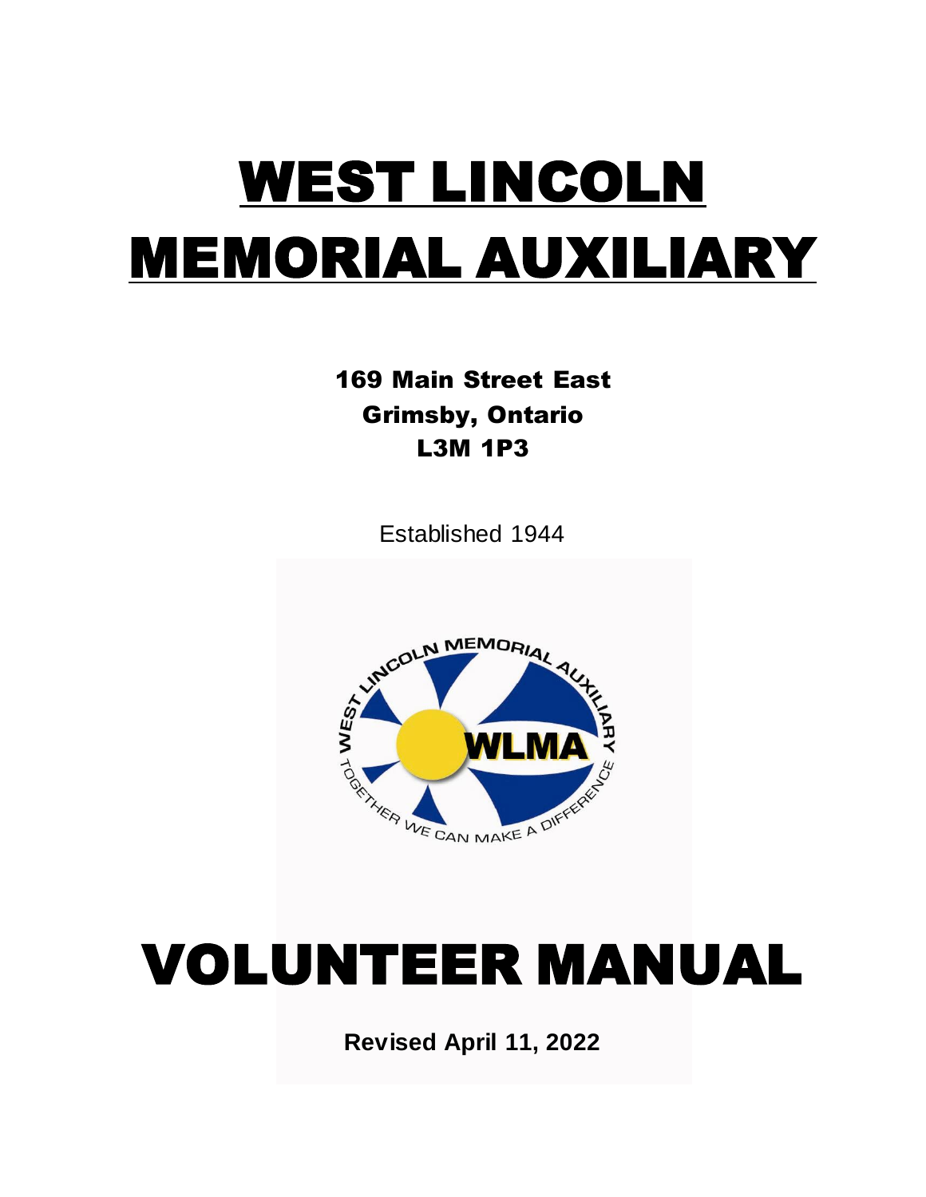# WEST LINCOLN MEMORIAL AUXILIARY

**169 Main Street East**
**Grimsby, Ontario**
**L3M 1P3**

Established 1944

# VOLUNTEER MANUAL

**Revised April 11, 2022**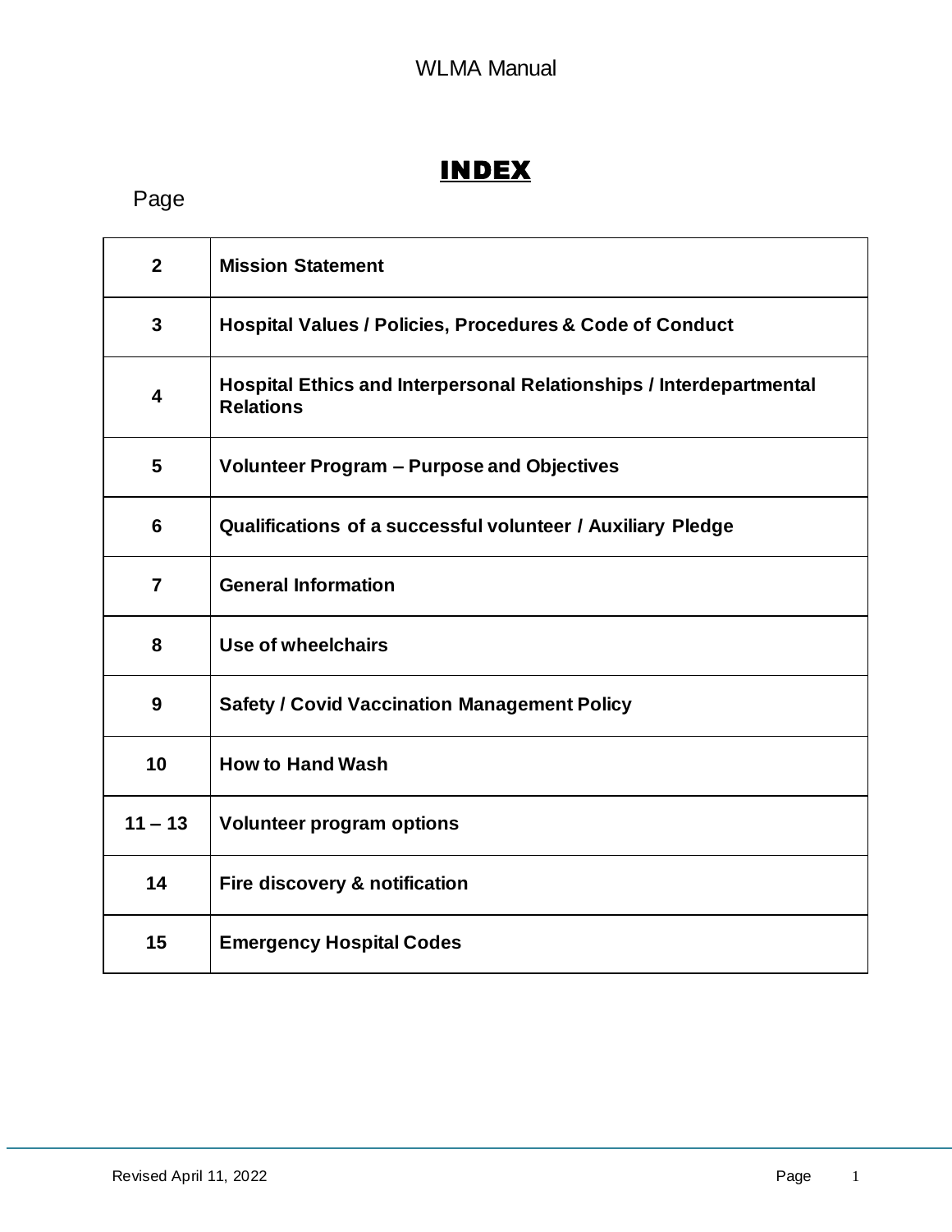# INDEX

| Page | |
|---|---|
| 2 | **Mission Statement** |
| 3 | **Hospital Values / Policies, Procedures & Code of Conduct** |
| 4 | **Hospital Ethics and Interpersonal Relationships / Interdepartmental Relations** |
| 5 | **Volunteer Program – Purpose and Objectives** |
| 6 | **Qualifications of a successful volunteer / Auxiliary Pledge** |
| 7 | **General Information** |
| 8 | **Use of wheelchairs** |
| 9 | **Safety / Covid Vaccination Management Policy** |
| 10 | **How to Hand Wash** |
| 11 – 13 | **Volunteer program options** |
| 14 | **Fire discovery & notification** |
| 15 | **Emergency Hospital Codes** |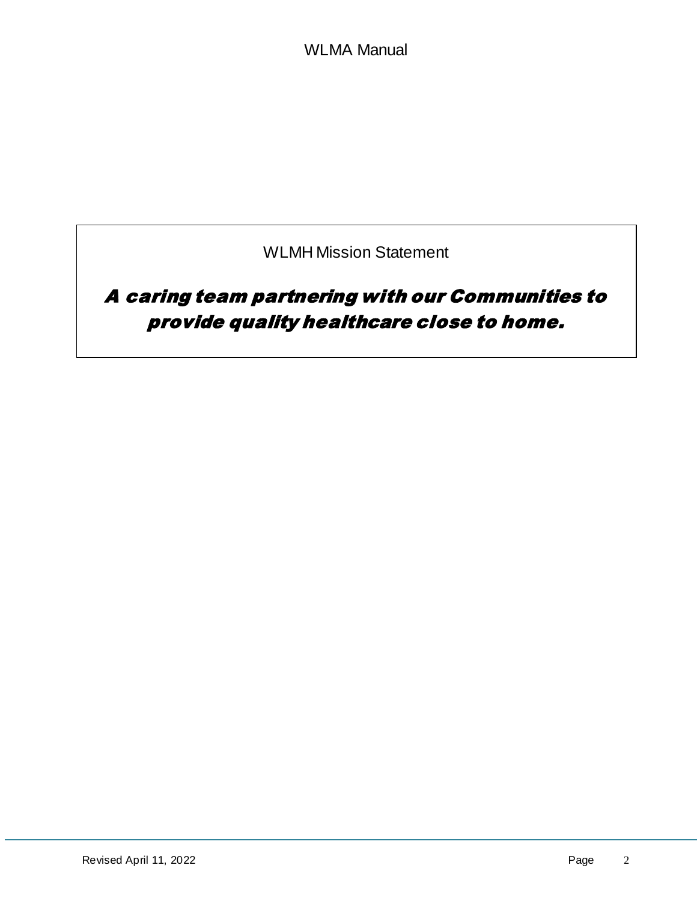WLMH Mission Statement

***A caring team partnering with our Communities to provide quality healthcare close to home.***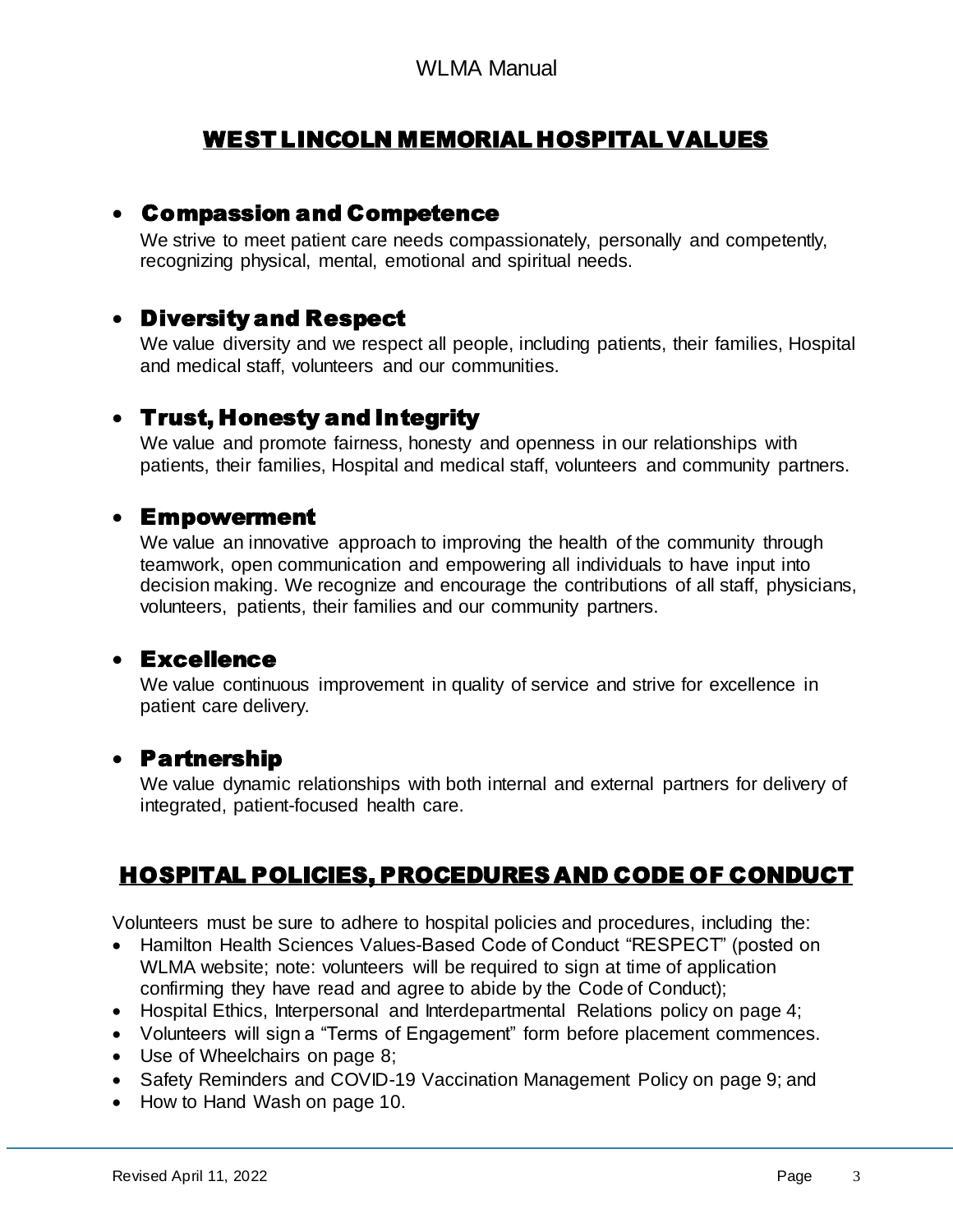## WEST LINCOLN MEMORIAL HOSPITAL VALUES

- ### Compassion and Competence

  We strive to meet patient care needs compassionately, personally and competently, recognizing physical, mental, emotional and spiritual needs.

- ### Diversity and Respect

  We value diversity and we respect all people, including patients, their families, Hospital and medical staff, volunteers and our communities.

- ### Trust, Honesty and Integrity

  We value and promote fairness, honesty and openness in our relationships with patients, their families, Hospital and medical staff, volunteers and community partners.

- ### Empowerment

  We value an innovative approach to improving the health of the community through teamwork, open communication and empowering all individuals to have input into decision making. We recognize and encourage the contributions of all staff, physicians, volunteers, patients, their families and our community partners.

- ### Excellence

  We value continuous improvement in quality of service and strive for excellence in patient care delivery.

- ### Partnership

  We value dynamic relationships with both internal and external partners for delivery of integrated, patient-focused health care.

## HOSPITAL POLICIES, PROCEDURES AND CODE OF CONDUCT

Volunteers must be sure to adhere to hospital policies and procedures, including the:

- Hamilton Health Sciences Values-Based Code of Conduct "RESPECT" (posted on WLMA website; note: volunteers will be required to sign at time of application confirming they have read and agree to abide by the Code of Conduct);
- Hospital Ethics, Interpersonal and Interdepartmental Relations policy on page 4;
- Volunteers will sign a "Terms of Engagement" form before placement commences.
- Use of Wheelchairs on page 8;
- Safety Reminders and COVID-19 Vaccination Management Policy on page 9; and
- How to Hand Wash on page 10.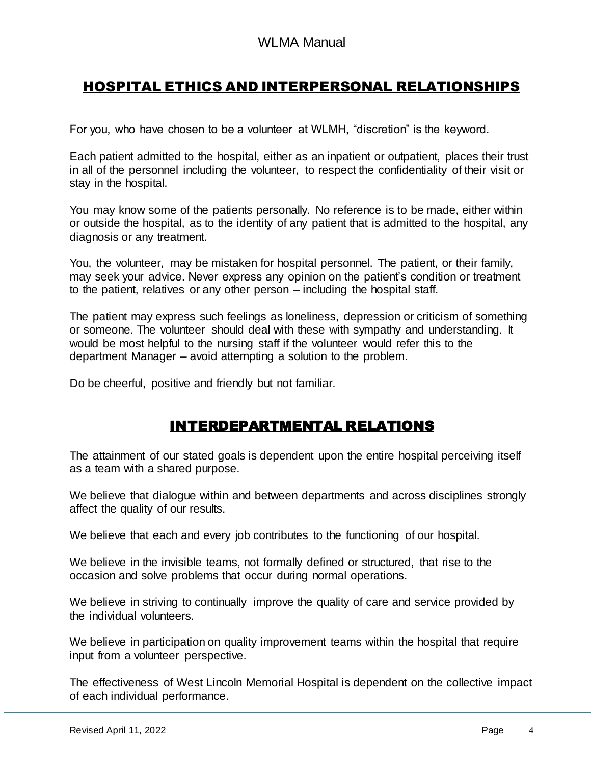## HOSPITAL ETHICS AND INTERPERSONAL RELATIONSHIPS

For you, who have chosen to be a volunteer at WLMH, "discretion" is the keyword.

Each patient admitted to the hospital, either as an inpatient or outpatient, places their trust in all of the personnel including the volunteer, to respect the confidentiality of their visit or stay in the hospital.

You may know some of the patients personally. No reference is to be made, either within or outside the hospital, as to the identity of any patient that is admitted to the hospital, any diagnosis or any treatment.

You, the volunteer, may be mistaken for hospital personnel. The patient, or their family, may seek your advice. Never express any opinion on the patient's condition or treatment to the patient, relatives or any other person – including the hospital staff.

The patient may express such feelings as loneliness, depression or criticism of something or someone. The volunteer should deal with these with sympathy and understanding. It would be most helpful to the nursing staff if the volunteer would refer this to the department Manager – avoid attempting a solution to the problem.

Do be cheerful, positive and friendly but not familiar.

## INTERDEPARTMENTAL RELATIONS

The attainment of our stated goals is dependent upon the entire hospital perceiving itself as a team with a shared purpose.

We believe that dialogue within and between departments and across disciplines strongly affect the quality of our results.

We believe that each and every job contributes to the functioning of our hospital.

We believe in the invisible teams, not formally defined or structured, that rise to the occasion and solve problems that occur during normal operations.

We believe in striving to continually improve the quality of care and service provided by the individual volunteers.

We believe in participation on quality improvement teams within the hospital that require input from a volunteer perspective.

The effectiveness of West Lincoln Memorial Hospital is dependent on the collective impact of each individual performance.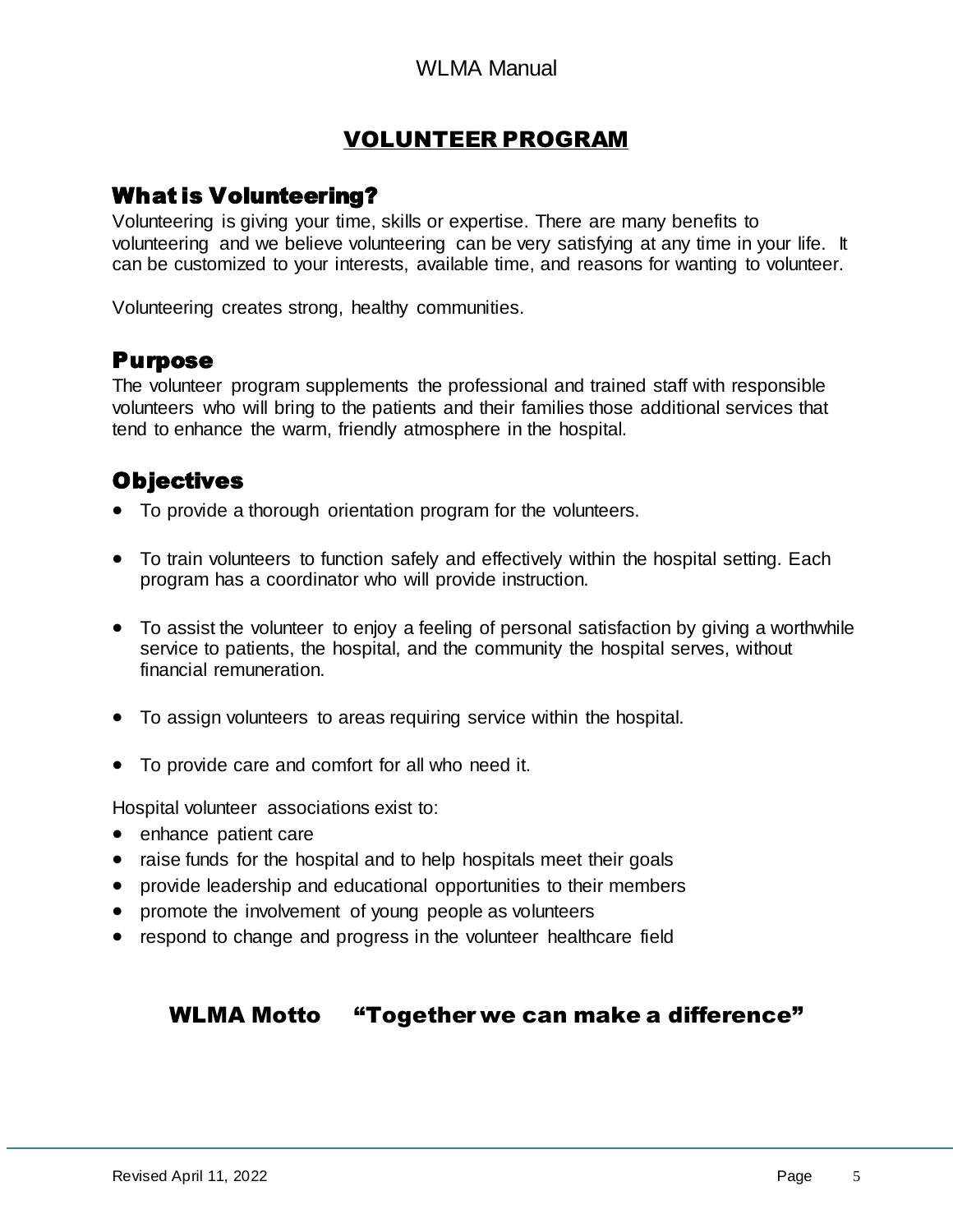# VOLUNTEER PROGRAM

## What is Volunteering?

Volunteering is giving your time, skills or expertise. There are many benefits to volunteering and we believe volunteering can be very satisfying at any time in your life. It can be customized to your interests, available time, and reasons for wanting to volunteer.

Volunteering creates strong, healthy communities.

## Purpose

The volunteer program supplements the professional and trained staff with responsible volunteers who will bring to the patients and their families those additional services that tend to enhance the warm, friendly atmosphere in the hospital.

## Objectives

- To provide a thorough orientation program for the volunteers.
- To train volunteers to function safely and effectively within the hospital setting. Each program has a coordinator who will provide instruction.
- To assist the volunteer to enjoy a feeling of personal satisfaction by giving a worthwhile service to patients, the hospital, and the community the hospital serves, without financial remuneration.
- To assign volunteers to areas requiring service within the hospital.
- To provide care and comfort for all who need it.

Hospital volunteer associations exist to:

- enhance patient care
- raise funds for the hospital and to help hospitals meet their goals
- provide leadership and educational opportunities to their members
- promote the involvement of young people as volunteers
- respond to change and progress in the volunteer healthcare field

**WLMA Motto "Together we can make a difference"**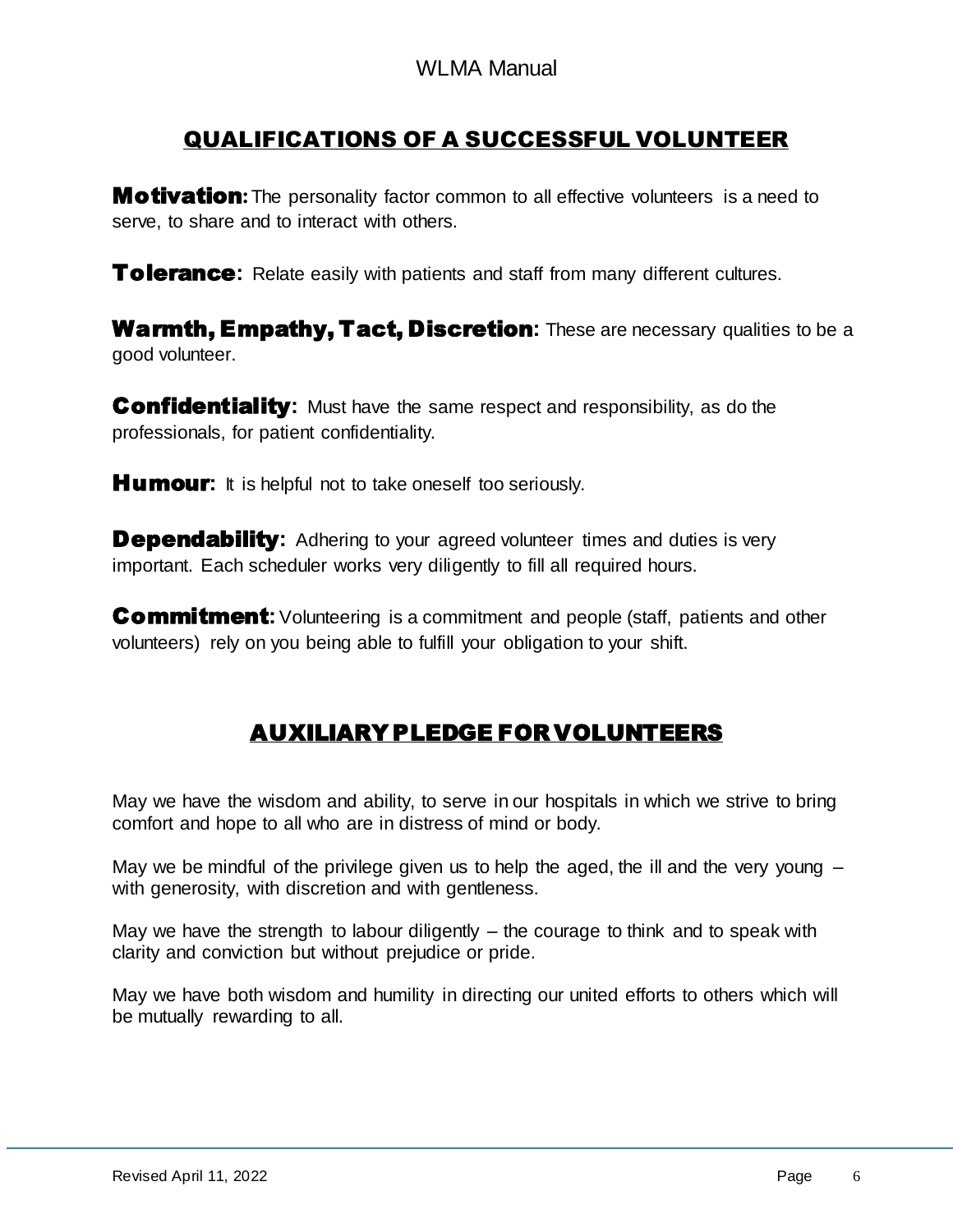## QUALIFICATIONS OF A SUCCESSFUL VOLUNTEER

**Motivation:** The personality factor common to all effective volunteers is a need to serve, to share and to interact with others.

**Tolerance:** Relate easily with patients and staff from many different cultures.

**Warmth, Empathy, Tact, Discretion:** These are necessary qualities to be a good volunteer.

**Confidentiality:** Must have the same respect and responsibility, as do the professionals, for patient confidentiality.

**Humour:** It is helpful not to take oneself too seriously.

**Dependability:** Adhering to your agreed volunteer times and duties is very important. Each scheduler works very diligently to fill all required hours.

**Commitment:** Volunteering is a commitment and people (staff, patients and other volunteers) rely on you being able to fulfill your obligation to your shift.

## AUXILIARY PLEDGE FOR VOLUNTEERS

May we have the wisdom and ability, to serve in our hospitals in which we strive to bring comfort and hope to all who are in distress of mind or body.

May we be mindful of the privilege given us to help the aged, the ill and the very young – with generosity, with discretion and with gentleness.

May we have the strength to labour diligently – the courage to think and to speak with clarity and conviction but without prejudice or pride.

May we have both wisdom and humility in directing our united efforts to others which will be mutually rewarding to all.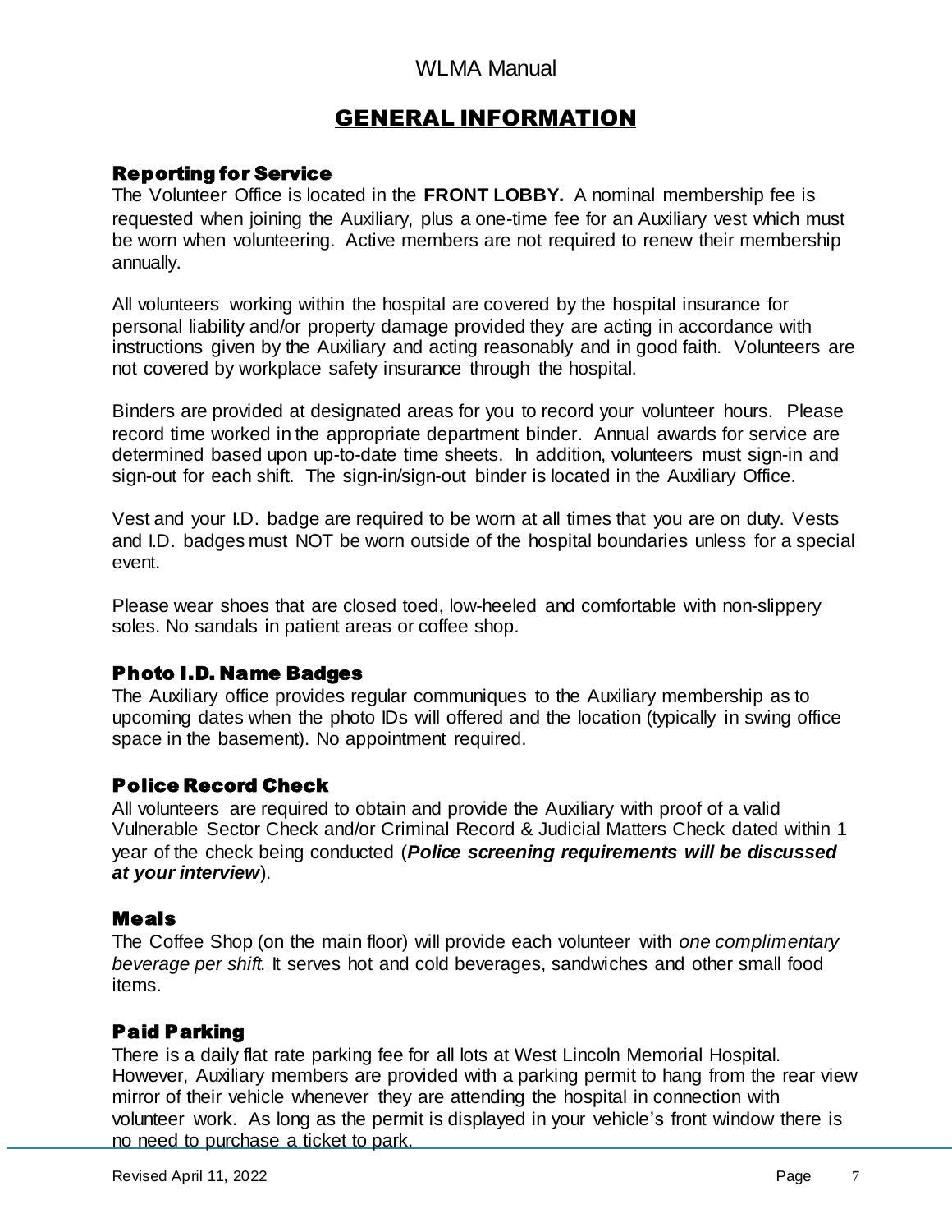# GENERAL INFORMATION

## Reporting for Service

The Volunteer Office is located in the **FRONT LOBBY.** A nominal membership fee is requested when joining the Auxiliary, plus a one-time fee for an Auxiliary vest which must be worn when volunteering. Active members are not required to renew their membership annually.

All volunteers working within the hospital are covered by the hospital insurance for personal liability and/or property damage provided they are acting in accordance with instructions given by the Auxiliary and acting reasonably and in good faith. Volunteers are not covered by workplace safety insurance through the hospital.

Binders are provided at designated areas for you to record your volunteer hours. Please record time worked in the appropriate department binder. Annual awards for service are determined based upon up-to-date time sheets. In addition, volunteers must sign-in and sign-out for each shift. The sign-in/sign-out binder is located in the Auxiliary Office.

Vest and your I.D. badge are required to be worn at all times that you are on duty. Vests and I.D. badges must NOT be worn outside of the hospital boundaries unless for a special event.

Please wear shoes that are closed toed, low-heeled and comfortable with non-slippery soles. No sandals in patient areas or coffee shop.

## Photo I.D. Name Badges

The Auxiliary office provides regular communiques to the Auxiliary membership as to upcoming dates when the photo IDs will offered and the location (typically in swing office space in the basement). No appointment required.

## Police Record Check

All volunteers are required to obtain and provide the Auxiliary with proof of a valid Vulnerable Sector Check and/or Criminal Record & Judicial Matters Check dated within 1 year of the check being conducted (***Police screening requirements will be discussed at your interview***).

## Meals

The Coffee Shop (on the main floor) will provide each volunteer with *one complimentary beverage per shift.* It serves hot and cold beverages, sandwiches and other small food items.

## Paid Parking

There is a daily flat rate parking fee for all lots at West Lincoln Memorial Hospital. However, Auxiliary members are provided with a parking permit to hang from the rear view mirror of their vehicle whenever they are attending the hospital in connection with volunteer work. As long as the permit is displayed in your vehicle's front window there is no need to purchase a ticket to park.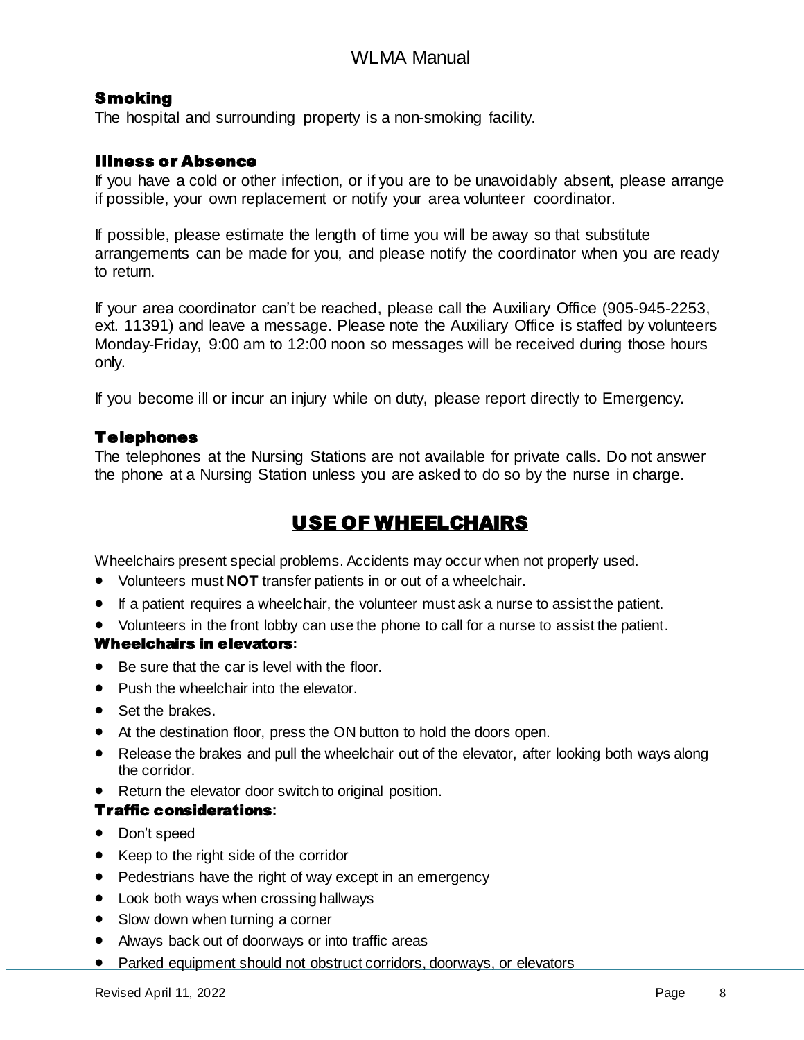### Smoking

The hospital and surrounding property is a non-smoking facility.

### Illness or Absence

If you have a cold or other infection, or if you are to be unavoidably absent, please arrange if possible, your own replacement or notify your area volunteer coordinator.

If possible, please estimate the length of time you will be away so that substitute arrangements can be made for you, and please notify the coordinator when you are ready to return.

If your area coordinator can't be reached, please call the Auxiliary Office (905-945-2253, ext. 11391) and leave a message. Please note the Auxiliary Office is staffed by volunteers Monday-Friday, 9:00 am to 12:00 noon so messages will be received during those hours only.

If you become ill or incur an injury while on duty, please report directly to Emergency.

### Telephones

The telephones at the Nursing Stations are not available for private calls. Do not answer the phone at a Nursing Station unless you are asked to do so by the nurse in charge.

## USE OF WHEELCHAIRS

Wheelchairs present special problems. Accidents may occur when not properly used.

- Volunteers must **NOT** transfer patients in or out of a wheelchair.
- If a patient requires a wheelchair, the volunteer must ask a nurse to assist the patient.
- Volunteers in the front lobby can use the phone to call for a nurse to assist the patient.

**Wheelchairs in elevators:**

- Be sure that the car is level with the floor.
- Push the wheelchair into the elevator.
- Set the brakes.
- At the destination floor, press the ON button to hold the doors open.
- Release the brakes and pull the wheelchair out of the elevator, after looking both ways along the corridor.
- Return the elevator door switch to original position.

**Traffic considerations:**

- Don't speed
- Keep to the right side of the corridor
- Pedestrians have the right of way except in an emergency
- Look both ways when crossing hallways
- Slow down when turning a corner
- Always back out of doorways or into traffic areas
- Parked equipment should not obstruct corridors, doorways, or elevators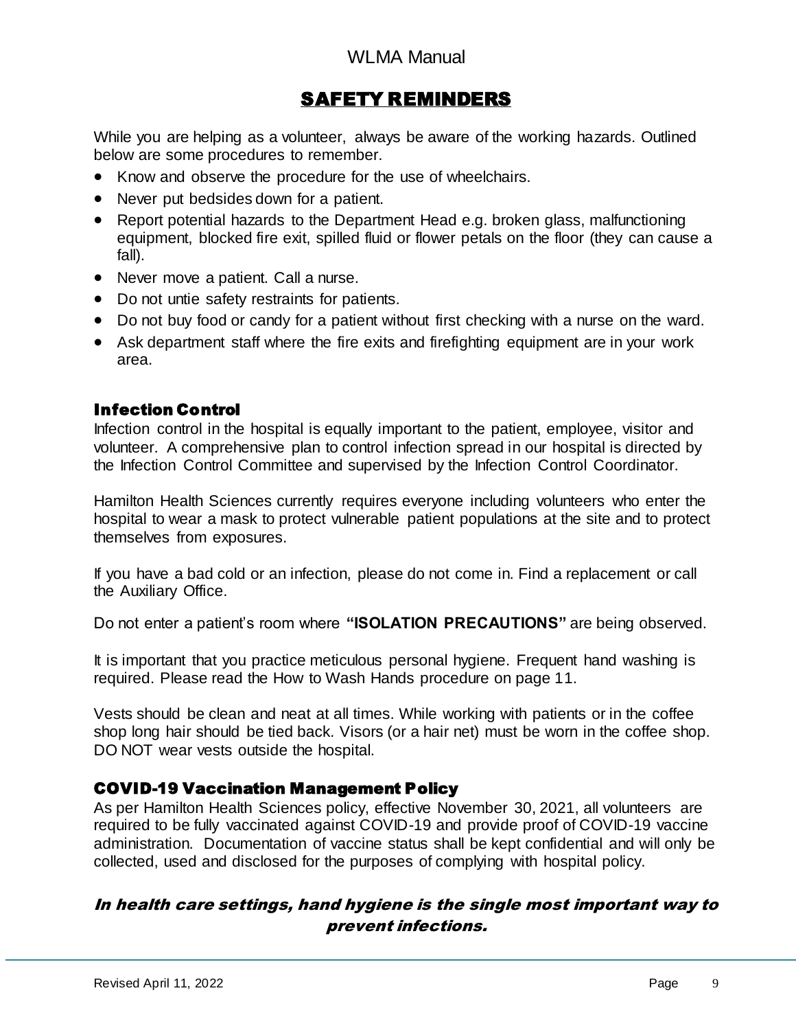## SAFETY REMINDERS

While you are helping as a volunteer, always be aware of the working hazards. Outlined below are some procedures to remember.

- Know and observe the procedure for the use of wheelchairs.
- Never put bedsides down for a patient.
- Report potential hazards to the Department Head e.g. broken glass, malfunctioning equipment, blocked fire exit, spilled fluid or flower petals on the floor (they can cause a fall).
- Never move a patient. Call a nurse.
- Do not untie safety restraints for patients.
- Do not buy food or candy for a patient without first checking with a nurse on the ward.
- Ask department staff where the fire exits and firefighting equipment are in your work area.

### Infection Control

Infection control in the hospital is equally important to the patient, employee, visitor and volunteer. A comprehensive plan to control infection spread in our hospital is directed by the Infection Control Committee and supervised by the Infection Control Coordinator.

Hamilton Health Sciences currently requires everyone including volunteers who enter the hospital to wear a mask to protect vulnerable patient populations at the site and to protect themselves from exposures.

If you have a bad cold or an infection, please do not come in. Find a replacement or call the Auxiliary Office.

Do not enter a patient's room where **"ISOLATION PRECAUTIONS"** are being observed.

It is important that you practice meticulous personal hygiene. Frequent hand washing is required. Please read the How to Wash Hands procedure on page 11.

Vests should be clean and neat at all times. While working with patients or in the coffee shop long hair should be tied back. Visors (or a hair net) must be worn in the coffee shop. DO NOT wear vests outside the hospital.

### COVID-19 Vaccination Management Policy

As per Hamilton Health Sciences policy, effective November 30, 2021, all volunteers are required to be fully vaccinated against COVID-19 and provide proof of COVID-19 vaccine administration. Documentation of vaccine status shall be kept confidential and will only be collected, used and disclosed for the purposes of complying with hospital policy.

***In health care settings, hand hygiene is the single most important way to prevent infections.***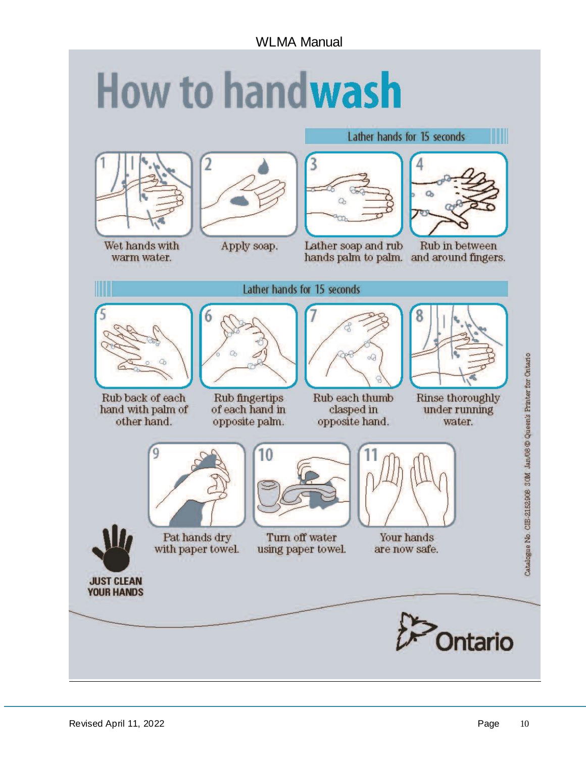# How to handwash

Lather hands for 15 seconds

1. Wet hands with warm water.
2. Apply soap.
3. Lather soap and rub hands palm to palm.
4. Rub in between and around fingers.

Lather hands for 15 seconds

5. Rub back of each hand with palm of other hand.
6. Rub fingertips of each hand in opposite palm.
7. Rub each thumb clasped in opposite hand.
8. Rinse thoroughly under running water.
9. Pat hands dry with paper towel.
10. Turn off water using paper towel.
11. Your hands are now safe.

**JUST CLEAN YOUR HANDS**

Ontario

Catalogue No. CIB-2152908 30M Jan/08 © Queen's Printer for Ontario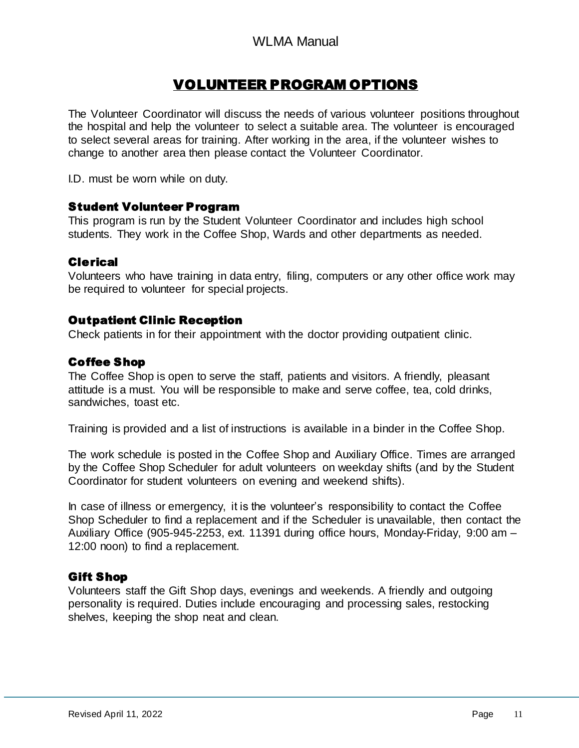# VOLUNTEER PROGRAM OPTIONS

The Volunteer Coordinator will discuss the needs of various volunteer positions throughout the hospital and help the volunteer to select a suitable area. The volunteer is encouraged to select several areas for training. After working in the area, if the volunteer wishes to change to another area then please contact the Volunteer Coordinator.

I.D. must be worn while on duty.

### Student Volunteer Program

This program is run by the Student Volunteer Coordinator and includes high school students. They work in the Coffee Shop, Wards and other departments as needed.

### Clerical

Volunteers who have training in data entry, filing, computers or any other office work may be required to volunteer for special projects.

### Outpatient Clinic Reception

Check patients in for their appointment with the doctor providing outpatient clinic.

### Coffee Shop

The Coffee Shop is open to serve the staff, patients and visitors. A friendly, pleasant attitude is a must. You will be responsible to make and serve coffee, tea, cold drinks, sandwiches, toast etc.

Training is provided and a list of instructions is available in a binder in the Coffee Shop.

The work schedule is posted in the Coffee Shop and Auxiliary Office. Times are arranged by the Coffee Shop Scheduler for adult volunteers on weekday shifts (and by the Student Coordinator for student volunteers on evening and weekend shifts).

In case of illness or emergency, it is the volunteer's responsibility to contact the Coffee Shop Scheduler to find a replacement and if the Scheduler is unavailable, then contact the Auxiliary Office (905-945-2253, ext. 11391 during office hours, Monday-Friday, 9:00 am – 12:00 noon) to find a replacement.

### Gift Shop

Volunteers staff the Gift Shop days, evenings and weekends. A friendly and outgoing personality is required. Duties include encouraging and processing sales, restocking shelves, keeping the shop neat and clean.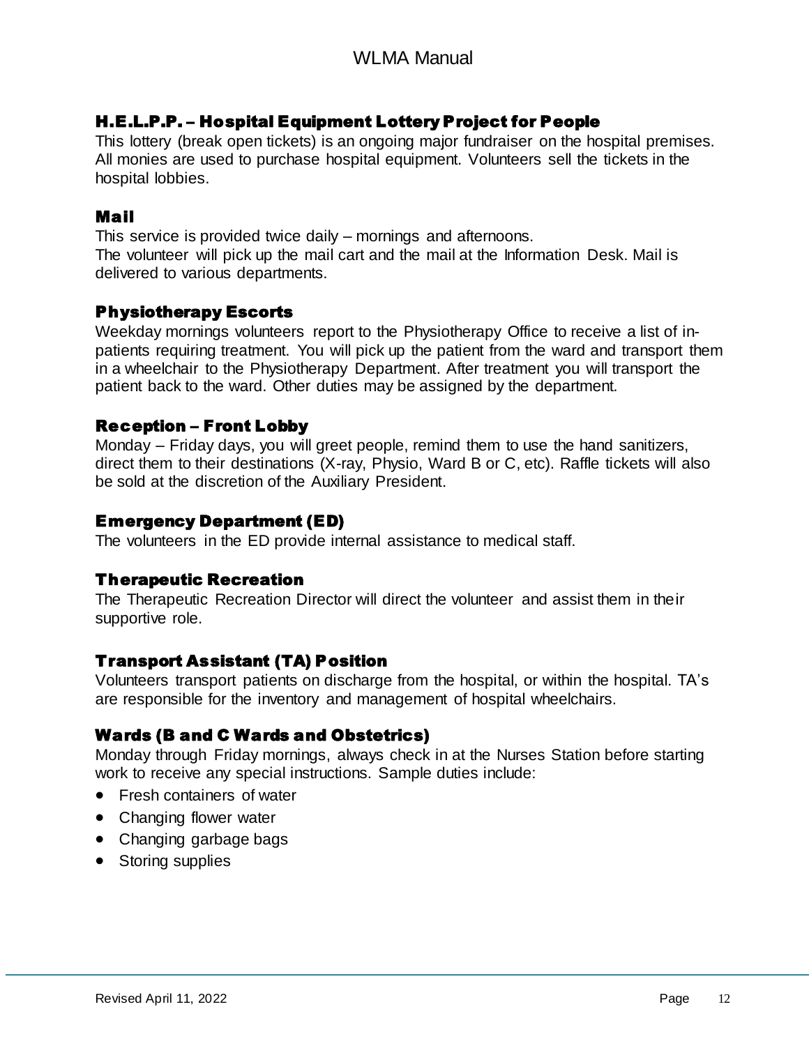## H.E.L.P.P. – Hospital Equipment Lottery Project for People

This lottery (break open tickets) is an ongoing major fundraiser on the hospital premises. All monies are used to purchase hospital equipment. Volunteers sell the tickets in the hospital lobbies.

## Mail

This service is provided twice daily – mornings and afternoons.
The volunteer will pick up the mail cart and the mail at the Information Desk. Mail is delivered to various departments.

## Physiotherapy Escorts

Weekday mornings volunteers report to the Physiotherapy Office to receive a list of in-patients requiring treatment. You will pick up the patient from the ward and transport them in a wheelchair to the Physiotherapy Department. After treatment you will transport the patient back to the ward. Other duties may be assigned by the department.

## Reception – Front Lobby

Monday – Friday days, you will greet people, remind them to use the hand sanitizers, direct them to their destinations (X-ray, Physio, Ward B or C, etc). Raffle tickets will also be sold at the discretion of the Auxiliary President.

## Emergency Department (ED)

The volunteers in the ED provide internal assistance to medical staff.

## Therapeutic Recreation

The Therapeutic Recreation Director will direct the volunteer and assist them in their supportive role.

## Transport Assistant (TA) Position

Volunteers transport patients on discharge from the hospital, or within the hospital. TA's are responsible for the inventory and management of hospital wheelchairs.

## Wards (B and C Wards and Obstetrics)

Monday through Friday mornings, always check in at the Nurses Station before starting work to receive any special instructions. Sample duties include:

- Fresh containers of water
- Changing flower water
- Changing garbage bags
- Storing supplies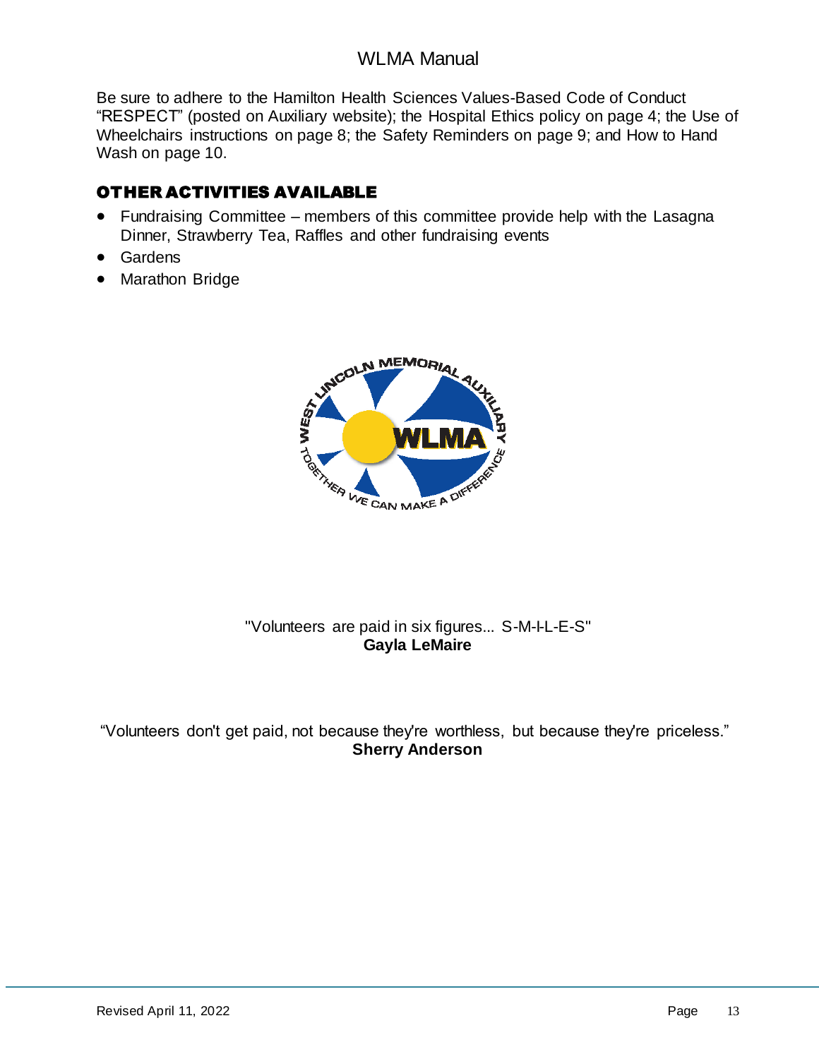Be sure to adhere to the Hamilton Health Sciences Values-Based Code of Conduct "RESPECT" (posted on Auxiliary website); the Hospital Ethics policy on page 4; the Use of Wheelchairs instructions on page 8; the Safety Reminders on page 9; and How to Hand Wash on page 10.

## OTHER ACTIVITIES AVAILABLE

- Fundraising Committee – members of this committee provide help with the Lasagna Dinner, Strawberry Tea, Raffles and other fundraising events
- Gardens
- Marathon Bridge

"Volunteers are paid in six figures... S-M-I-L-E-S"
**Gayla LeMaire**

"Volunteers don't get paid, not because they're worthless, but because they're priceless."
**Sherry Anderson**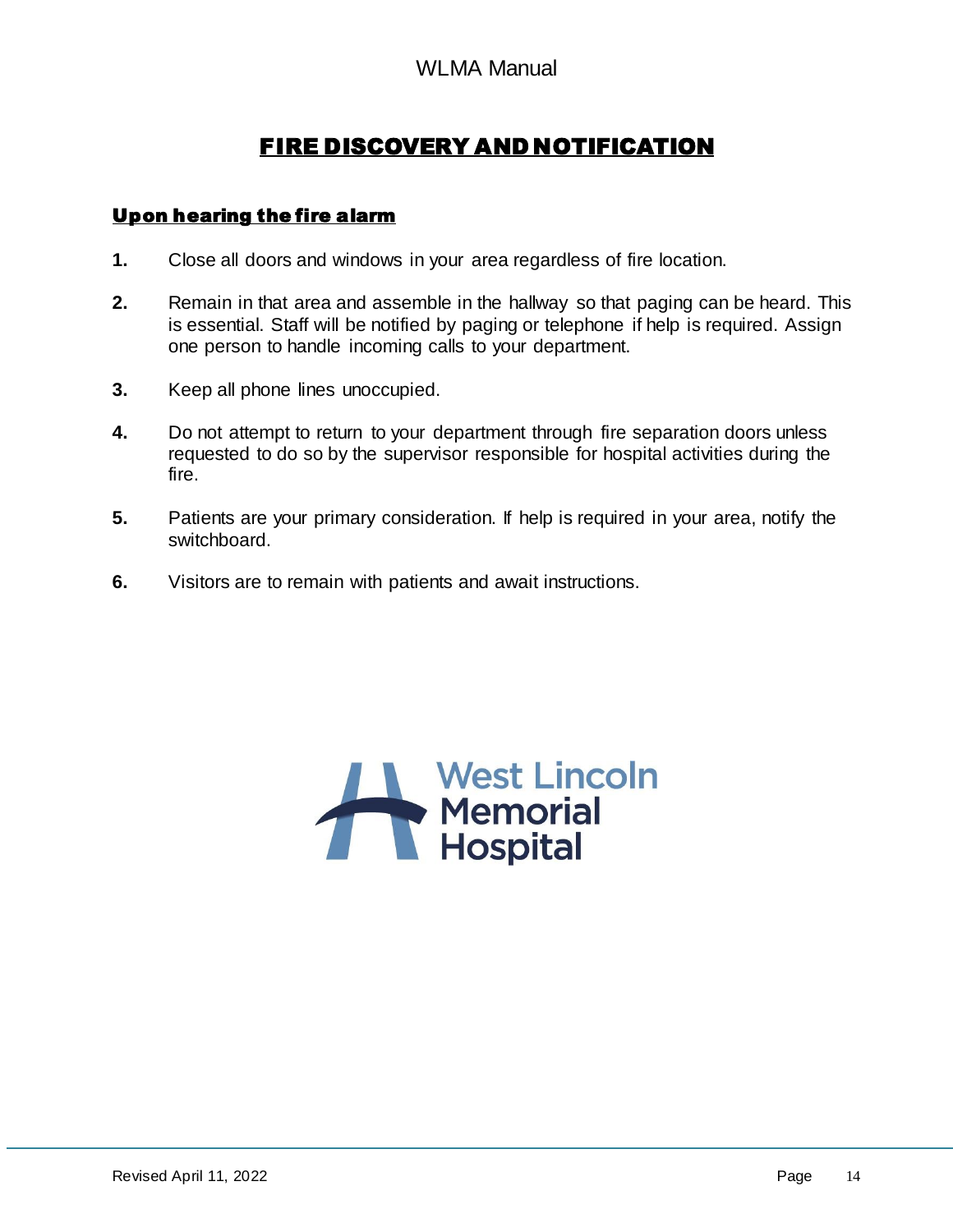# FIRE DISCOVERY AND NOTIFICATION

## Upon hearing the fire alarm

1. Close all doors and windows in your area regardless of fire location.

2. Remain in that area and assemble in the hallway so that paging can be heard. This is essential. Staff will be notified by paging or telephone if help is required. Assign one person to handle incoming calls to your department.

3. Keep all phone lines unoccupied.

4. Do not attempt to return to your department through fire separation doors unless requested to do so by the supervisor responsible for hospital activities during the fire.

5. Patients are your primary consideration. If help is required in your area, notify the switchboard.

6. Visitors are to remain with patients and await instructions.

West Lincoln Memorial Hospital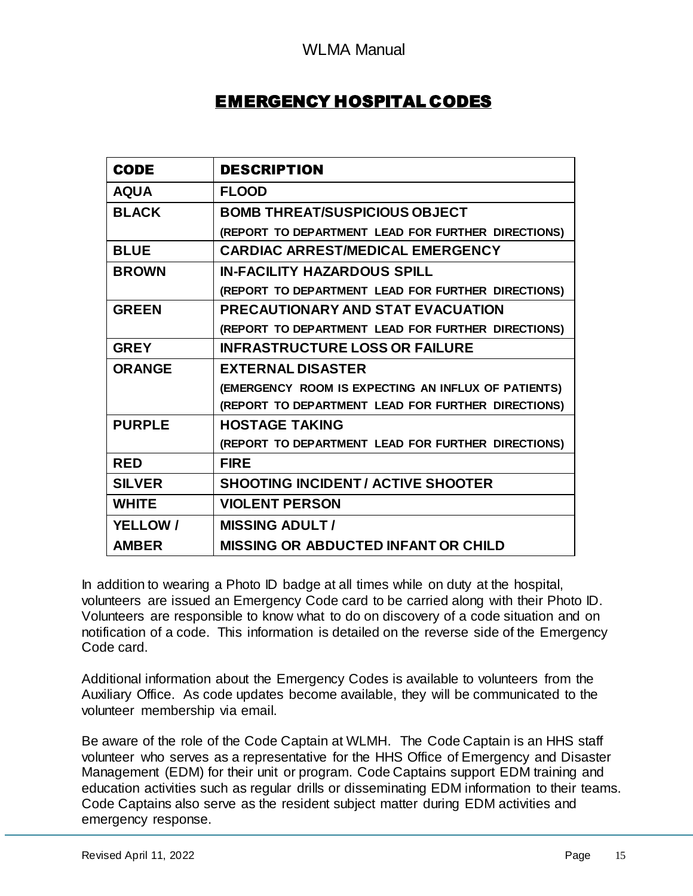# EMERGENCY HOSPITAL CODES

| CODE | DESCRIPTION |
| --- | --- |
| AQUA | FLOOD |
| BLACK | BOMB THREAT/SUSPICIOUS OBJECT<br>(REPORT TO DEPARTMENT LEAD FOR FURTHER DIRECTIONS) |
| BLUE | CARDIAC ARREST/MEDICAL EMERGENCY |
| BROWN | IN-FACILITY HAZARDOUS SPILL<br>(REPORT TO DEPARTMENT LEAD FOR FURTHER DIRECTIONS) |
| GREEN | PRECAUTIONARY AND STAT EVACUATION<br>(REPORT TO DEPARTMENT LEAD FOR FURTHER DIRECTIONS) |
| GREY | INFRASTRUCTURE LOSS OR FAILURE |
| ORANGE | EXTERNAL DISASTER<br>(EMERGENCY ROOM IS EXPECTING AN INFLUX OF PATIENTS)<br>(REPORT TO DEPARTMENT LEAD FOR FURTHER DIRECTIONS) |
| PURPLE | HOSTAGE TAKING<br>(REPORT TO DEPARTMENT LEAD FOR FURTHER DIRECTIONS) |
| RED | FIRE |
| SILVER | SHOOTING INCIDENT / ACTIVE SHOOTER |
| WHITE | VIOLENT PERSON |
| YELLOW / AMBER | MISSING ADULT / MISSING OR ABDUCTED INFANT OR CHILD |

In addition to wearing a Photo ID badge at all times while on duty at the hospital, volunteers are issued an Emergency Code card to be carried along with their Photo ID. Volunteers are responsible to know what to do on discovery of a code situation and on notification of a code. This information is detailed on the reverse side of the Emergency Code card.

Additional information about the Emergency Codes is available to volunteers from the Auxiliary Office. As code updates become available, they will be communicated to the volunteer membership via email.

Be aware of the role of the Code Captain at WLMH. The Code Captain is an HHS staff volunteer who serves as a representative for the HHS Office of Emergency and Disaster Management (EDM) for their unit or program. Code Captains support EDM training and education activities such as regular drills or disseminating EDM information to their teams. Code Captains also serve as the resident subject matter during EDM activities and emergency response.